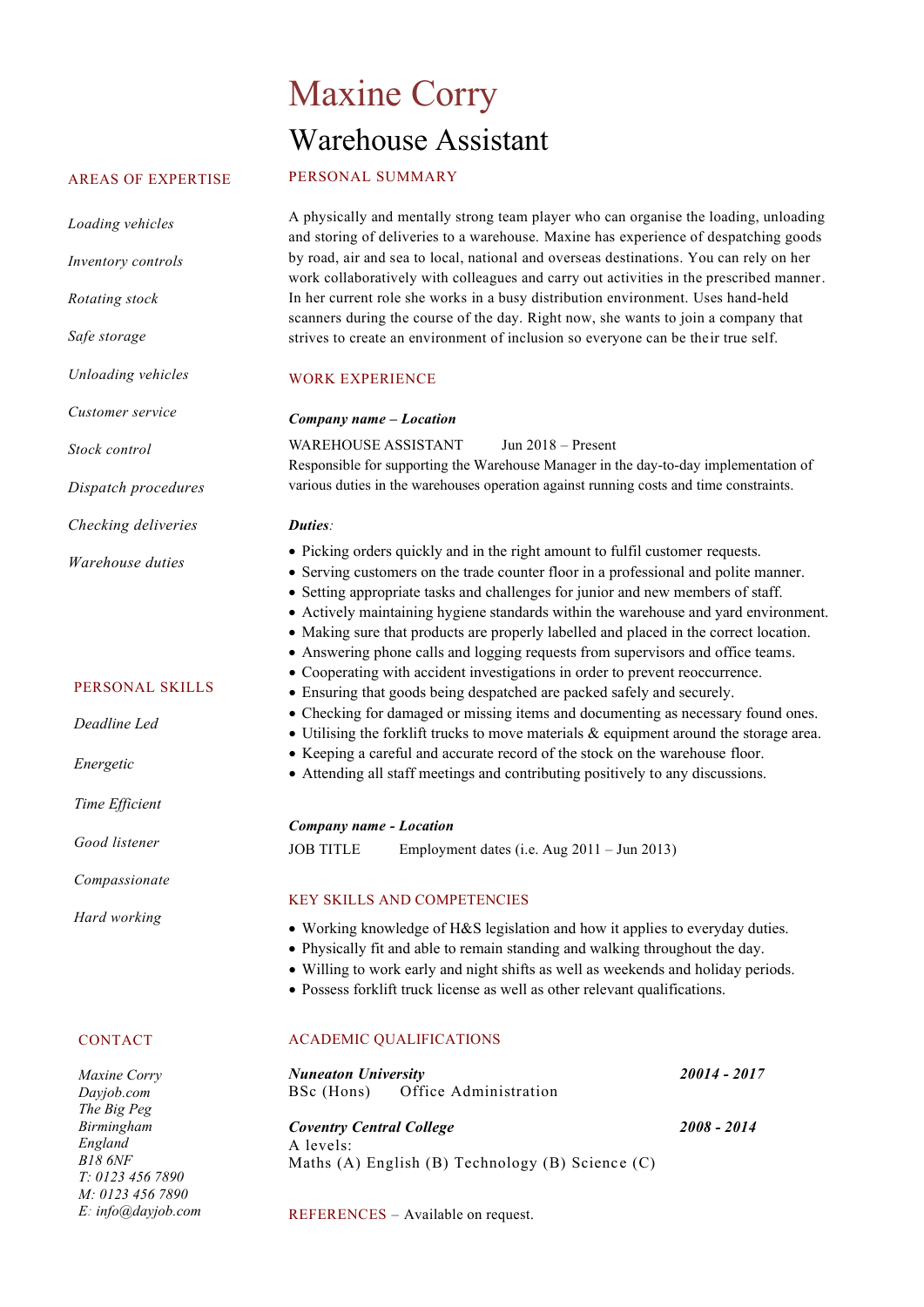# Maxine Corry

## Warehouse Assistant

### PERSONAL SUMMARY

A physically and mentally strong team player who can organise the loading, unloading and storing of deliveries to a warehouse. Maxine has experience of despatching goods by road, air and sea to local, national and overseas destinations. You can rely on her work collaboratively with colleagues and carry out activities in the prescribed manner. In her current role she works in a busy distribution environment. Uses hand-held scanners during the course of the day. Right now, she wants to join a company that strives to create an environment of inclusion so everyone can be their true self.

### WORK EXPERIENCE

***Company name – Location***

WARehouse ASSISTANT Jun 2018 – Present

Responsible for supporting the Warehouse Manager in the day-to-day implementation of various duties in the warehouses operation against running costs and time constraints.

***Duties***:

- Picking orders quickly and in the right amount to fulfil customer requests.
- Serving customers on the trade counter floor in a professional and polite manner.
- Setting appropriate tasks and challenges for junior and new members of staff.
- Actively maintaining hygiene standards within the warehouse and yard environment.
- Making sure that products are properly labelled and placed in the correct location.
- Answering phone calls and logging requests from supervisors and office teams.
- Cooperating with accident investigations in order to prevent reoccurrence.
- Ensuring that goods being despatched are packed safely and securely.
- Checking for damaged or missing items and documenting as necessary found ones.
- Utilising the forklift trucks to move materials & equipment around the storage area.
- Keeping a careful and accurate record of the stock on the warehouse floor.
- Attending all staff meetings and contributing positively to any discussions.

***Company name - Location***

JOB TITLE Employment dates (i.e. Aug 2011 – Jun 2013)

### KEY SKILLS AND COMPETENCIES

- Working knowledge of H&S legislation and how it applies to everyday duties.
- Physically fit and able to remain standing and walking throughout the day.
- Willing to work early and night shifts as well as weekends and holiday periods.
- Possess forklift truck license as well as other relevant qualifications.

### ACADEMIC QUALIFICATIONS

***Nuneaton University*** ***20014 - 2017***

BSc (Hons) Office Administration

***Coventry Central College*** ***2008 - 2014***

A levels:

Maths (A) English (B) Technology (B) Science (C)

REFERENCES – Available on request.

### AREAS OF EXPERTISE

*Loading vehicles*

*Inventory controls*

*Rotating stock*

*Safe storage*

*Unloading vehicles*

*Customer service*

*Stock control*

*Dispatch procedures*

*Checking deliveries*

*Warehouse duties*

### PERSONAL SKILLS

*Deadline Led*

*Energetic*

*Time Efficient*

*Good listener*

*Compassionate*

*Hard working*

### CONTACT

*Maxine Corry*
*Dayjob.com*
*The Big Peg*
*Birmingham*
*England*
*B18 6NF*
*T: 0123 456 7890*
*M: 0123 456 7890*
*E: info@dayjob.com*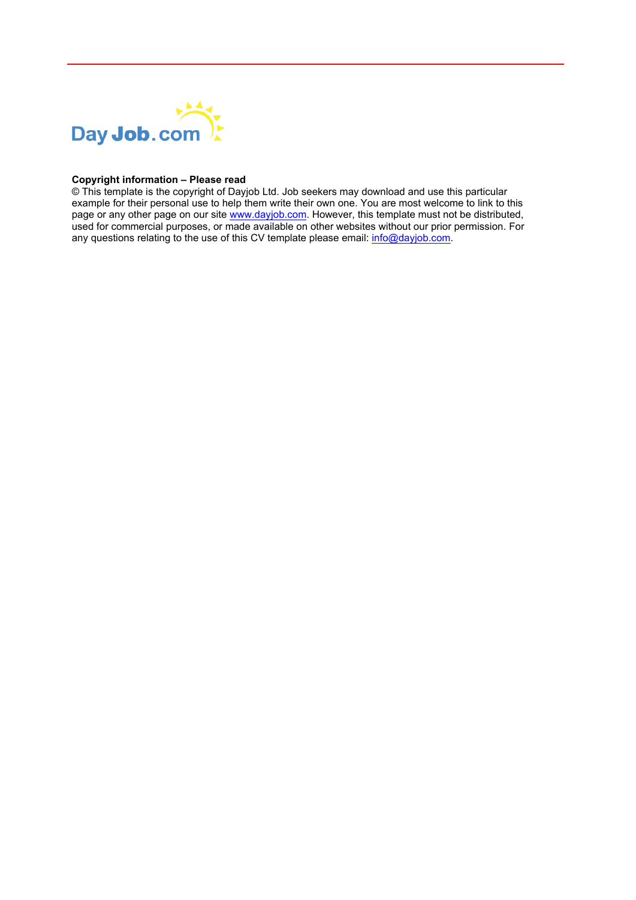DayJob.com

**Copyright information – Please read**

© This template is the copyright of Dayjob Ltd. Job seekers may download and use this particular example for their personal use to help them write their own one. You are most welcome to link to this page or any other page on our site www.dayjob.com. However, this template must not be distributed, used for commercial purposes, or made available on other websites without our prior permission. For any questions relating to the use of this CV template please email: info@dayjob.com.